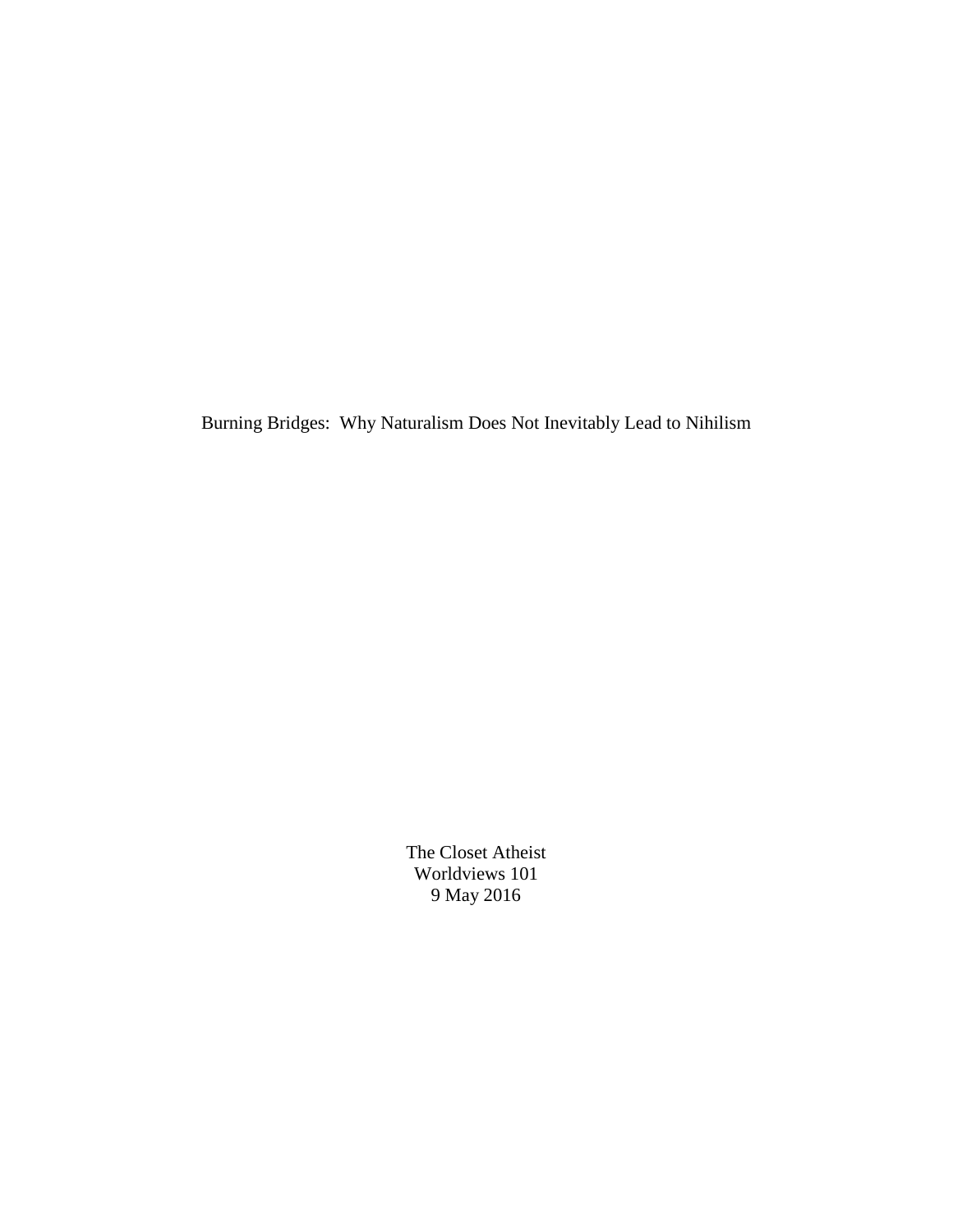# Burning Bridges: Why Naturalism Does Not Inevitably Lead to Nihilism

The Closet Atheist
Worldviews 101
9 May 2016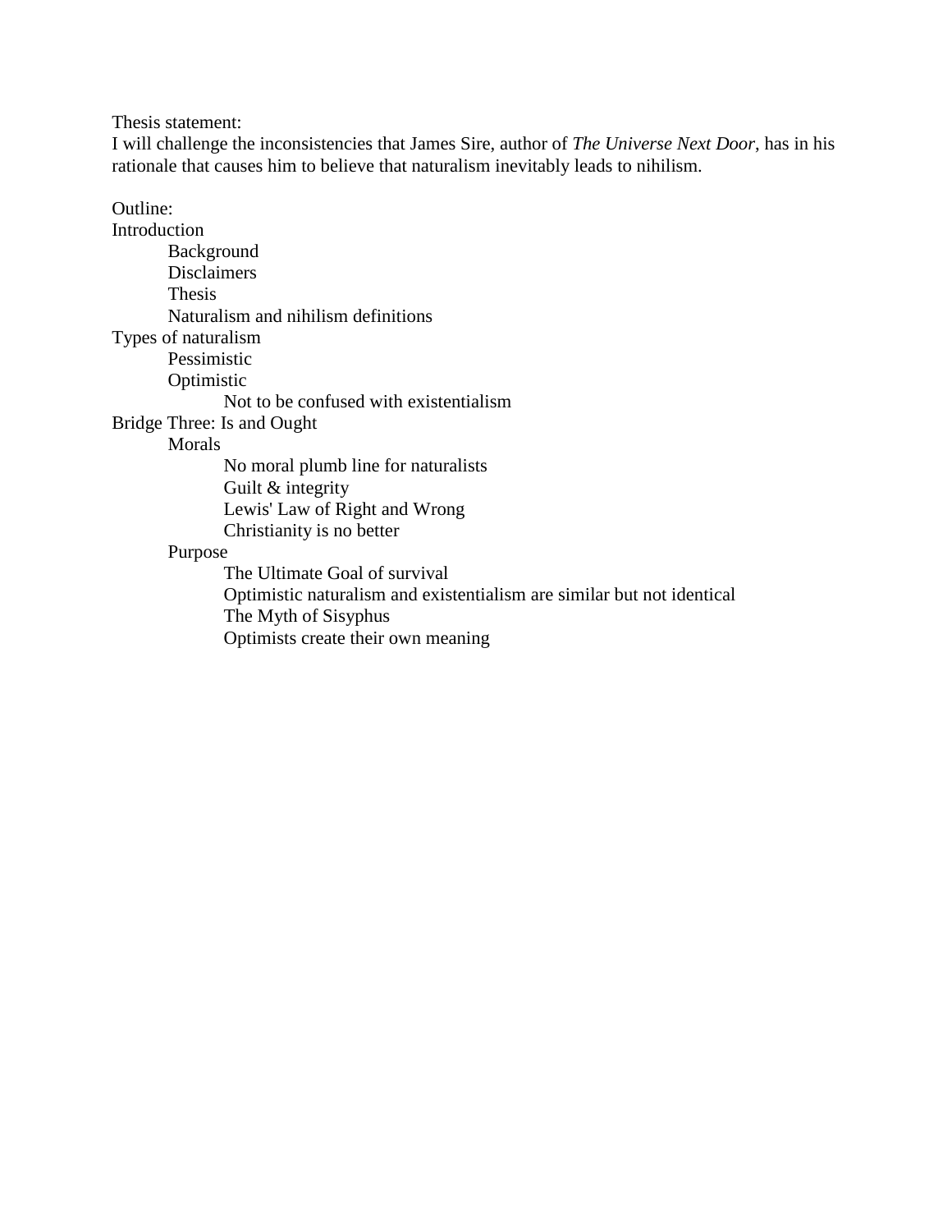Thesis statement:

I will challenge the inconsistencies that James Sire, author of *The Universe Next Door*, has in his rationale that causes him to believe that naturalism inevitably leads to nihilism.

Outline:

- Introduction
    - Background
    - Disclaimers
    - Thesis
    - Naturalism and nihilism definitions
- Types of naturalism
    - Pessimistic
    - Optimistic
        - Not to be confused with existentialism
- Bridge Three: Is and Ought
    - Morals
        - No moral plumb line for naturalists
        - Guilt & integrity
        - Lewis' Law of Right and Wrong
        - Christianity is no better
    - Purpose
        - The Ultimate Goal of survival
        - Optimistic naturalism and existentialism are similar but not identical
        - The Myth of Sisyphus
        - Optimists create their own meaning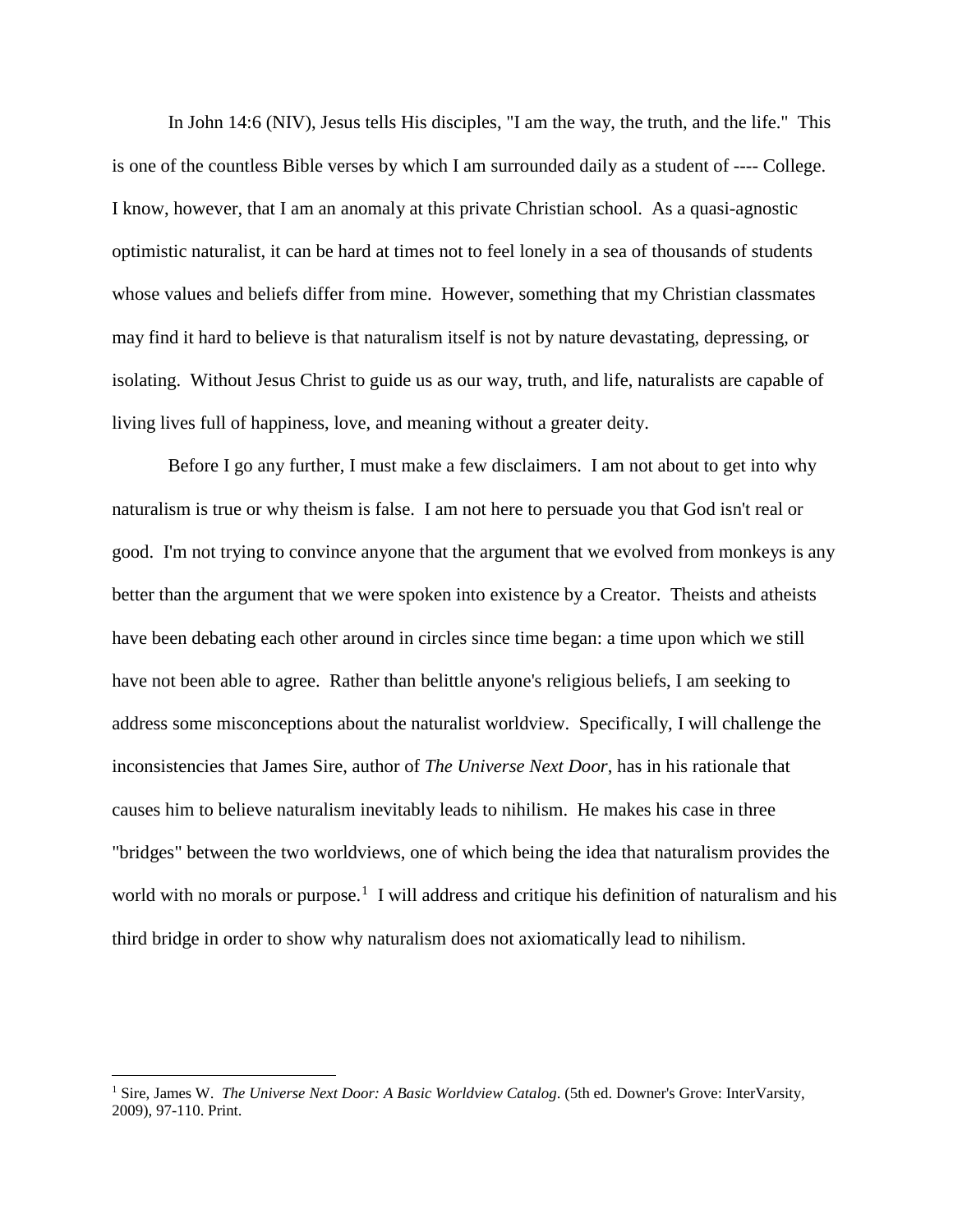In John 14:6 (NIV), Jesus tells His disciples, "I am the way, the truth, and the life." This is one of the countless Bible verses by which I am surrounded daily as a student of ---- College. I know, however, that I am an anomaly at this private Christian school. As a quasi-agnostic optimistic naturalist, it can be hard at times not to feel lonely in a sea of thousands of students whose values and beliefs differ from mine. However, something that my Christian classmates may find it hard to believe is that naturalism itself is not by nature devastating, depressing, or isolating. Without Jesus Christ to guide us as our way, truth, and life, naturalists are capable of living lives full of happiness, love, and meaning without a greater deity.

Before I go any further, I must make a few disclaimers. I am not about to get into why naturalism is true or why theism is false. I am not here to persuade you that God isn't real or good. I'm not trying to convince anyone that the argument that we evolved from monkeys is any better than the argument that we were spoken into existence by a Creator. Theists and atheists have been debating each other around in circles since time began: a time upon which we still have not been able to agree. Rather than belittle anyone's religious beliefs, I am seeking to address some misconceptions about the naturalist worldview. Specifically, I will challenge the inconsistencies that James Sire, author of *The Universe Next Door*, has in his rationale that causes him to believe naturalism inevitably leads to nihilism. He makes his case in three "bridges" between the two worldviews, one of which being the idea that naturalism provides the world with no morals or purpose.[1] I will address and critique his definition of naturalism and his third bridge in order to show why naturalism does not axiomatically lead to nihilism.

---

[1] Sire, James W. *The Universe Next Door: A Basic Worldview Catalog*. (5th ed. Downer's Grove: InterVarsity, 2009), 97-110. Print.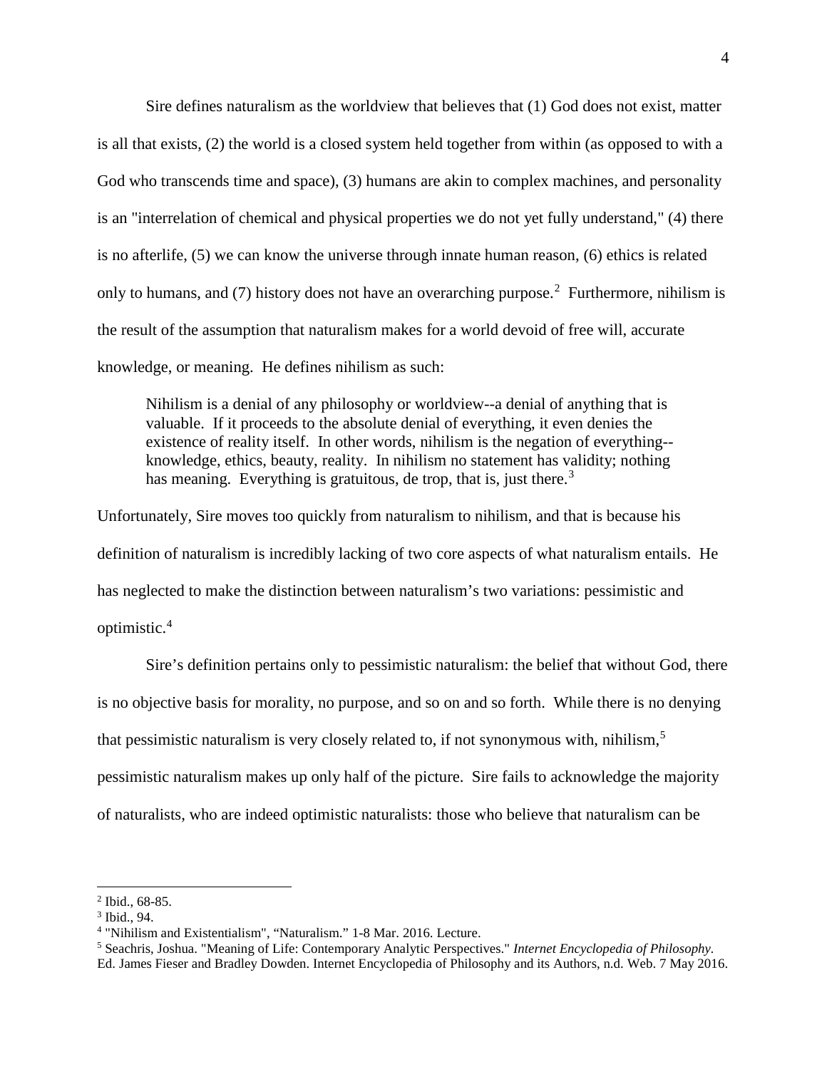Sire defines naturalism as the worldview that believes that (1) God does not exist, matter is all that exists, (2) the world is a closed system held together from within (as opposed to with a God who transcends time and space), (3) humans are akin to complex machines, and personality is an "interrelation of chemical and physical properties we do not yet fully understand," (4) there is no afterlife, (5) we can know the universe through innate human reason, (6) ethics is related only to humans, and (7) history does not have an overarching purpose.[2] Furthermore, nihilism is the result of the assumption that naturalism makes for a world devoid of free will, accurate knowledge, or meaning. He defines nihilism as such:

> Nihilism is a denial of any philosophy or worldview--a denial of anything that is valuable. If it proceeds to the absolute denial of everything, it even denies the existence of reality itself. In other words, nihilism is the negation of everything--knowledge, ethics, beauty, reality. In nihilism no statement has validity; nothing has meaning. Everything is gratuitous, de trop, that is, just there.[3]

Unfortunately, Sire moves too quickly from naturalism to nihilism, and that is because his definition of naturalism is incredibly lacking of two core aspects of what naturalism entails. He has neglected to make the distinction between naturalism's two variations: pessimistic and optimistic.[4]

Sire's definition pertains only to pessimistic naturalism: the belief that without God, there is no objective basis for morality, no purpose, and so on and so forth. While there is no denying that pessimistic naturalism is very closely related to, if not synonymous with, nihilism,[5] pessimistic naturalism makes up only half of the picture. Sire fails to acknowledge the majority of naturalists, who are indeed optimistic naturalists: those who believe that naturalism can be

---

[2] Ibid., 68-85.

[3] Ibid., 94.

[4] "Nihilism and Existentialism", "Naturalism." 1-8 Mar. 2016. Lecture.

[5] Seachris, Joshua. "Meaning of Life: Contemporary Analytic Perspectives." *Internet Encyclopedia of Philosophy*. Ed. James Fieser and Bradley Dowden. Internet Encyclopedia of Philosophy and its Authors, n.d. Web. 7 May 2016.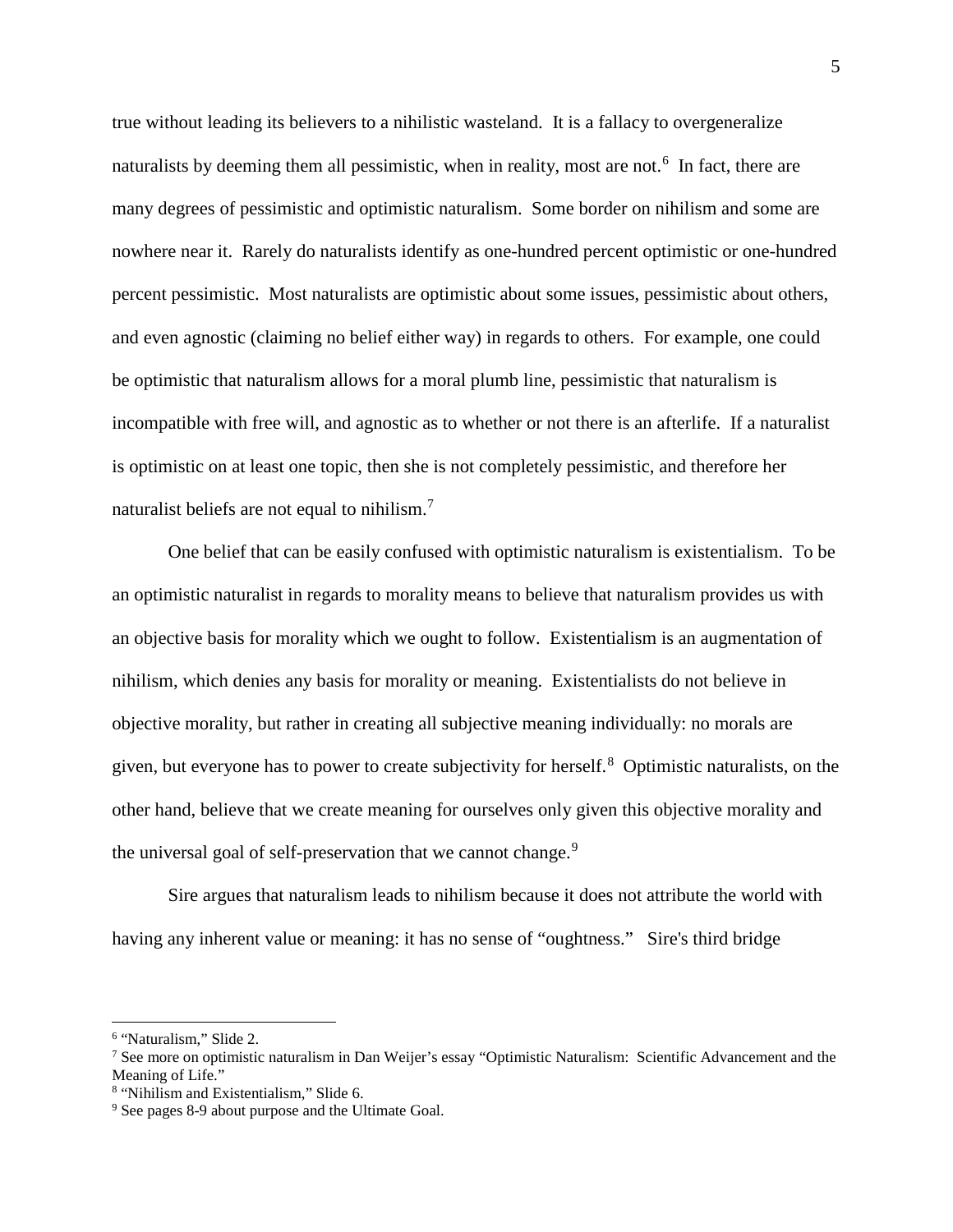true without leading its believers to a nihilistic wasteland. It is a fallacy to overgeneralize naturalists by deeming them all pessimistic, when in reality, most are not.[6] In fact, there are many degrees of pessimistic and optimistic naturalism. Some border on nihilism and some are nowhere near it. Rarely do naturalists identify as one-hundred percent optimistic or one-hundred percent pessimistic. Most naturalists are optimistic about some issues, pessimistic about others, and even agnostic (claiming no belief either way) in regards to others. For example, one could be optimistic that naturalism allows for a moral plumb line, pessimistic that naturalism is incompatible with free will, and agnostic as to whether or not there is an afterlife. If a naturalist is optimistic on at least one topic, then she is not completely pessimistic, and therefore her naturalist beliefs are not equal to nihilism.[7]

One belief that can be easily confused with optimistic naturalism is existentialism. To be an optimistic naturalist in regards to morality means to believe that naturalism provides us with an objective basis for morality which we ought to follow. Existentialism is an augmentation of nihilism, which denies any basis for morality or meaning. Existentialists do not believe in objective morality, but rather in creating all subjective meaning individually: no morals are given, but everyone has to power to create subjectivity for herself.[8] Optimistic naturalists, on the other hand, believe that we create meaning for ourselves only given this objective morality and the universal goal of self-preservation that we cannot change.[9]

Sire argues that naturalism leads to nihilism because it does not attribute the world with having any inherent value or meaning: it has no sense of "oughtness." Sire's third bridge

---

[6] "Naturalism," Slide 2.

[7] See more on optimistic naturalism in Dan Weijer's essay "Optimistic Naturalism: Scientific Advancement and the Meaning of Life."

[8] "Nihilism and Existentialism," Slide 6.

[9] See pages 8-9 about purpose and the Ultimate Goal.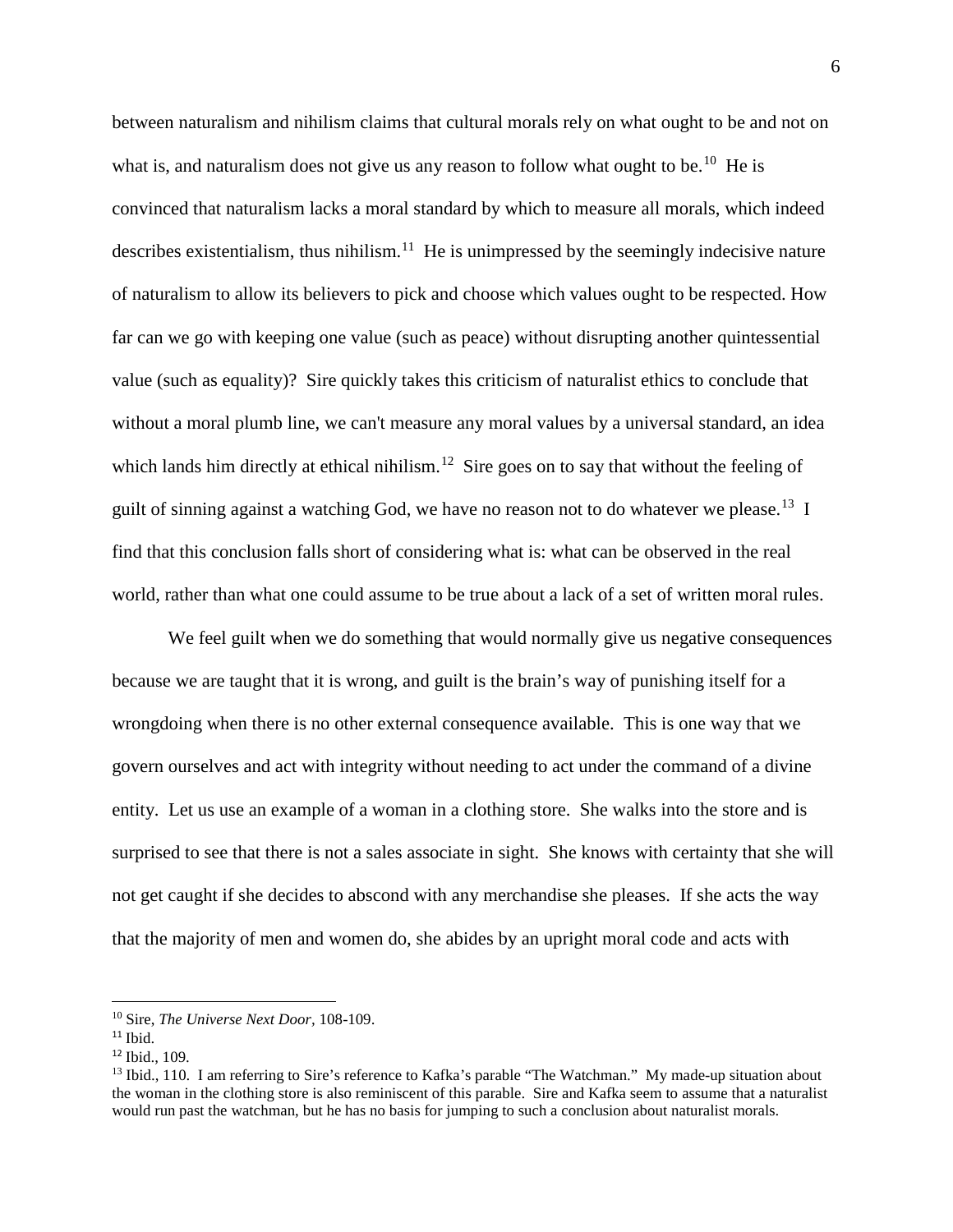between naturalism and nihilism claims that cultural morals rely on what ought to be and not on what is, and naturalism does not give us any reason to follow what ought to be.[10] He is convinced that naturalism lacks a moral standard by which to measure all morals, which indeed describes existentialism, thus nihilism.[11] He is unimpressed by the seemingly indecisive nature of naturalism to allow its believers to pick and choose which values ought to be respected. How far can we go with keeping one value (such as peace) without disrupting another quintessential value (such as equality)? Sire quickly takes this criticism of naturalist ethics to conclude that without a moral plumb line, we can't measure any moral values by a universal standard, an idea which lands him directly at ethical nihilism.[12] Sire goes on to say that without the feeling of guilt of sinning against a watching God, we have no reason not to do whatever we please.[13] I find that this conclusion falls short of considering what is: what can be observed in the real world, rather than what one could assume to be true about a lack of a set of written moral rules.

We feel guilt when we do something that would normally give us negative consequences because we are taught that it is wrong, and guilt is the brain's way of punishing itself for a wrongdoing when there is no other external consequence available. This is one way that we govern ourselves and act with integrity without needing to act under the command of a divine entity. Let us use an example of a woman in a clothing store. She walks into the store and is surprised to see that there is not a sales associate in sight. She knows with certainty that she will not get caught if she decides to abscond with any merchandise she pleases. If she acts the way that the majority of men and women do, she abides by an upright moral code and acts with

---

[10] Sire, *The Universe Next Door*, 108-109.

[11] Ibid.

[12] Ibid., 109.

[13] Ibid., 110. I am referring to Sire's reference to Kafka's parable "The Watchman." My made-up situation about the woman in the clothing store is also reminiscent of this parable. Sire and Kafka seem to assume that a naturalist would run past the watchman, but he has no basis for jumping to such a conclusion about naturalist morals.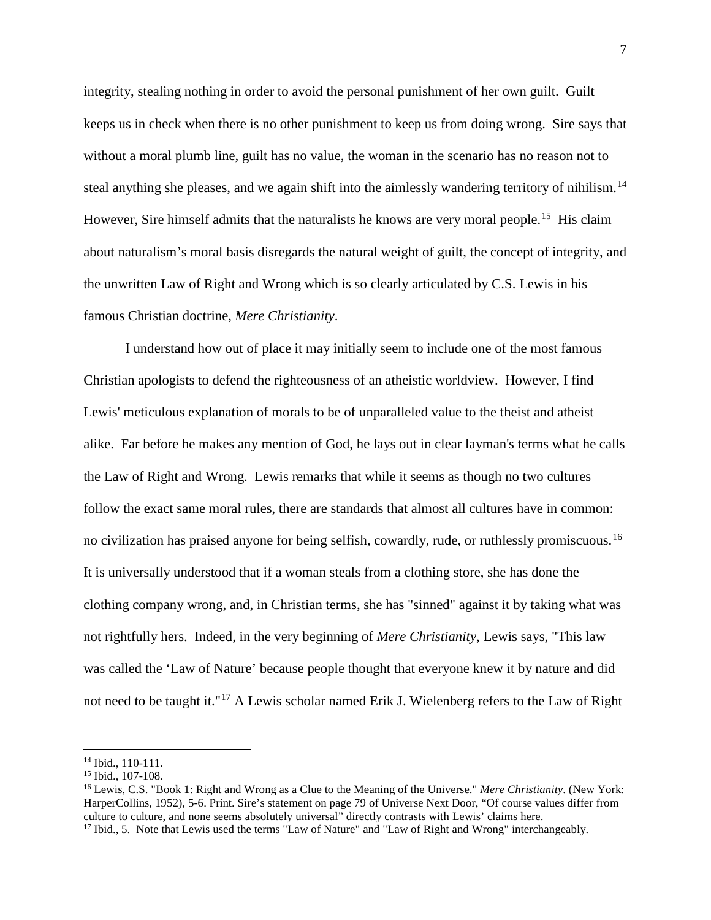integrity, stealing nothing in order to avoid the personal punishment of her own guilt. Guilt keeps us in check when there is no other punishment to keep us from doing wrong. Sire says that without a moral plumb line, guilt has no value, the woman in the scenario has no reason not to steal anything she pleases, and we again shift into the aimlessly wandering territory of nihilism.[14] However, Sire himself admits that the naturalists he knows are very moral people.[15] His claim about naturalism's moral basis disregards the natural weight of guilt, the concept of integrity, and the unwritten Law of Right and Wrong which is so clearly articulated by C.S. Lewis in his famous Christian doctrine, *Mere Christianity*.

I understand how out of place it may initially seem to include one of the most famous Christian apologists to defend the righteousness of an atheistic worldview. However, I find Lewis' meticulous explanation of morals to be of unparalleled value to the theist and atheist alike. Far before he makes any mention of God, he lays out in clear layman's terms what he calls the Law of Right and Wrong. Lewis remarks that while it seems as though no two cultures follow the exact same moral rules, there are standards that almost all cultures have in common: no civilization has praised anyone for being selfish, cowardly, rude, or ruthlessly promiscuous.[16] It is universally understood that if a woman steals from a clothing store, she has done the clothing company wrong, and, in Christian terms, she has "sinned" against it by taking what was not rightfully hers. Indeed, in the very beginning of *Mere Christianity*, Lewis says, "This law was called the 'Law of Nature' because people thought that everyone knew it by nature and did not need to be taught it."[17] A Lewis scholar named Erik J. Wielenberg refers to the Law of Right

---

[14] Ibid., 110-111.

[15] Ibid., 107-108.

[16] Lewis, C.S. "Book 1: Right and Wrong as a Clue to the Meaning of the Universe." *Mere Christianity*. (New York: HarperCollins, 1952), 5-6. Print. Sire's statement on page 79 of Universe Next Door, "Of course values differ from culture to culture, and none seems absolutely universal" directly contrasts with Lewis' claims here.

[17] Ibid., 5. Note that Lewis used the terms "Law of Nature" and "Law of Right and Wrong" interchangeably.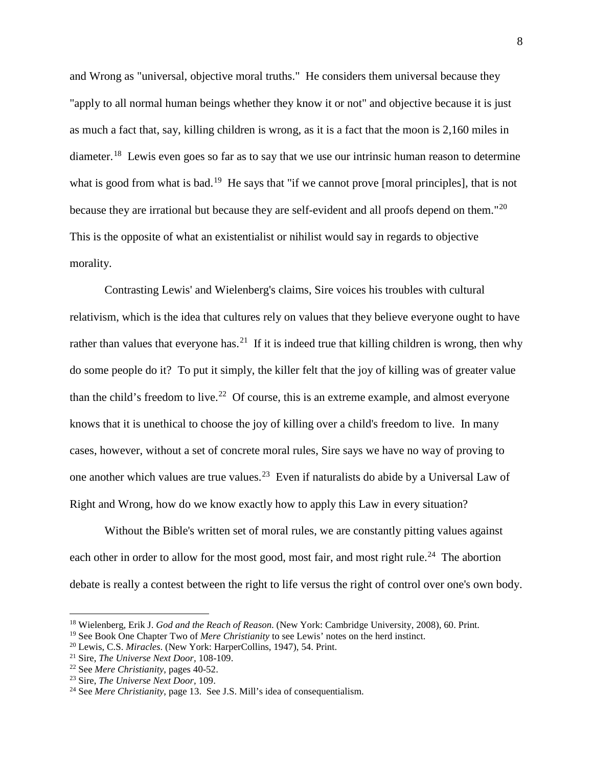and Wrong as "universal, objective moral truths." He considers them universal because they "apply to all normal human beings whether they know it or not" and objective because it is just as much a fact that, say, killing children is wrong, as it is a fact that the moon is 2,160 miles in diameter.[18] Lewis even goes so far as to say that we use our intrinsic human reason to determine what is good from what is bad.[19] He says that "if we cannot prove [moral principles], that is not because they are irrational but because they are self-evident and all proofs depend on them."[20] This is the opposite of what an existentialist or nihilist would say in regards to objective morality.

Contrasting Lewis' and Wielenberg's claims, Sire voices his troubles with cultural relativism, which is the idea that cultures rely on values that they believe everyone ought to have rather than values that everyone has.[21] If it is indeed true that killing children is wrong, then why do some people do it? To put it simply, the killer felt that the joy of killing was of greater value than the child's freedom to live.[22] Of course, this is an extreme example, and almost everyone knows that it is unethical to choose the joy of killing over a child's freedom to live. In many cases, however, without a set of concrete moral rules, Sire says we have no way of proving to one another which values are true values.[23] Even if naturalists do abide by a Universal Law of Right and Wrong, how do we know exactly how to apply this Law in every situation?

Without the Bible's written set of moral rules, we are constantly pitting values against each other in order to allow for the most good, most fair, and most right rule.[24] The abortion debate is really a contest between the right to life versus the right of control over one's own body.

---

[18] Wielenberg, Erik J. *God and the Reach of Reason.* (New York: Cambridge University, 2008), 60. Print.

[19] See Book One Chapter Two of *Mere Christianity* to see Lewis' notes on the herd instinct.

[20] Lewis, C.S. *Miracles*. (New York: HarperCollins, 1947), 54. Print.

[21] Sire, *The Universe Next Door,* 108-109.

[22] See *Mere Christianity,* pages 40-52.

[23] Sire, *The Universe Next Door,* 109.

[24] See *Mere Christianity,* page 13. See J.S. Mill's idea of consequentialism.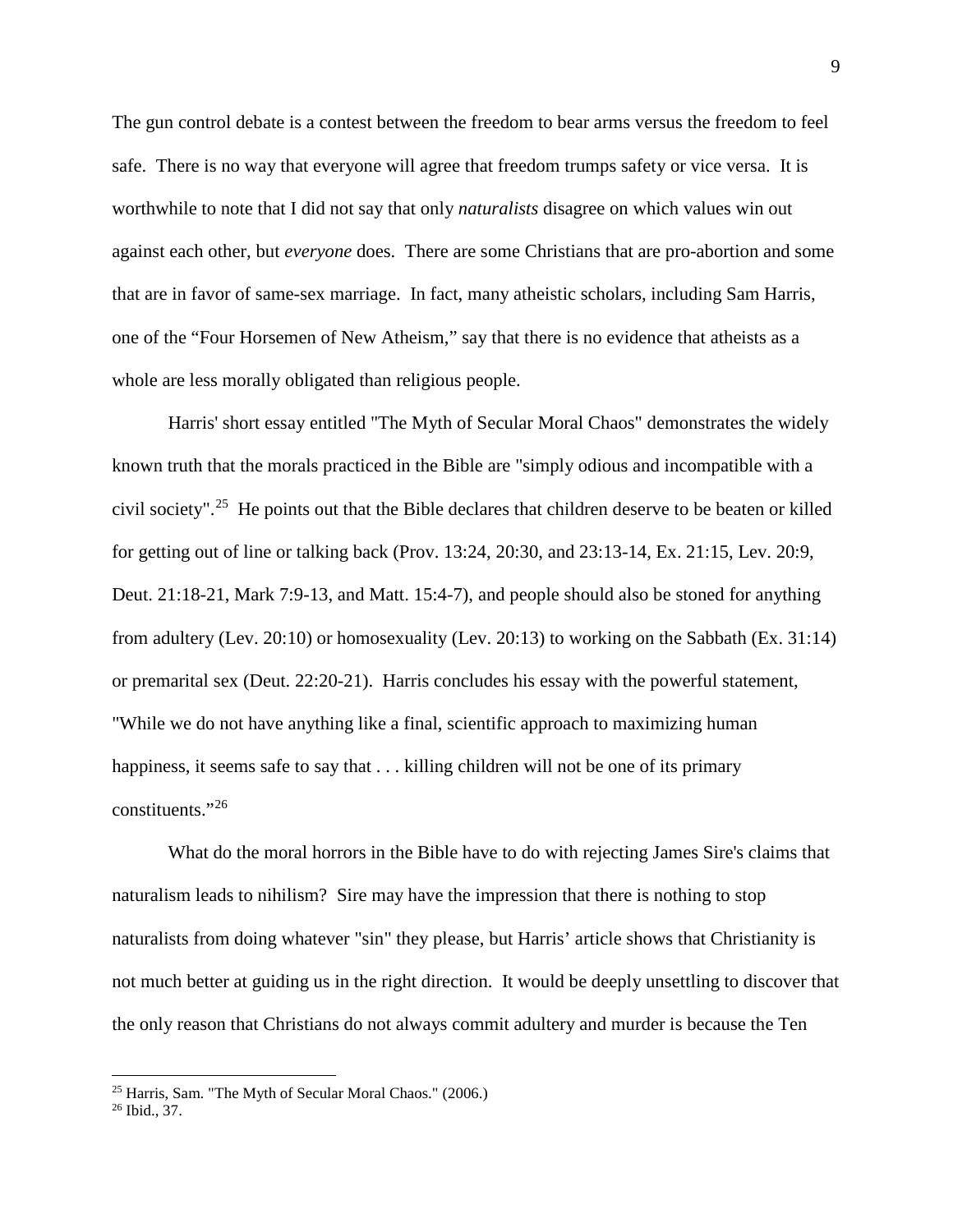The gun control debate is a contest between the freedom to bear arms versus the freedom to feel safe. There is no way that everyone will agree that freedom trumps safety or vice versa. It is worthwhile to note that I did not say that only *naturalists* disagree on which values win out against each other, but *everyone* does. There are some Christians that are pro-abortion and some that are in favor of same-sex marriage. In fact, many atheistic scholars, including Sam Harris, one of the "Four Horsemen of New Atheism," say that there is no evidence that atheists as a whole are less morally obligated than religious people.

Harris' short essay entitled "The Myth of Secular Moral Chaos" demonstrates the widely known truth that the morals practiced in the Bible are "simply odious and incompatible with a civil society".[25] He points out that the Bible declares that children deserve to be beaten or killed for getting out of line or talking back (Prov. 13:24, 20:30, and 23:13-14, Ex. 21:15, Lev. 20:9, Deut. 21:18-21, Mark 7:9-13, and Matt. 15:4-7), and people should also be stoned for anything from adultery (Lev. 20:10) or homosexuality (Lev. 20:13) to working on the Sabbath (Ex. 31:14) or premarital sex (Deut. 22:20-21). Harris concludes his essay with the powerful statement, "While we do not have anything like a final, scientific approach to maximizing human happiness, it seems safe to say that . . . killing children will not be one of its primary constituents."[26]

What do the moral horrors in the Bible have to do with rejecting James Sire's claims that naturalism leads to nihilism? Sire may have the impression that there is nothing to stop naturalists from doing whatever "sin" they please, but Harris' article shows that Christianity is not much better at guiding us in the right direction. It would be deeply unsettling to discover that the only reason that Christians do not always commit adultery and murder is because the Ten

[25] Harris, Sam. "The Myth of Secular Moral Chaos." (2006.)

[26] Ibid., 37.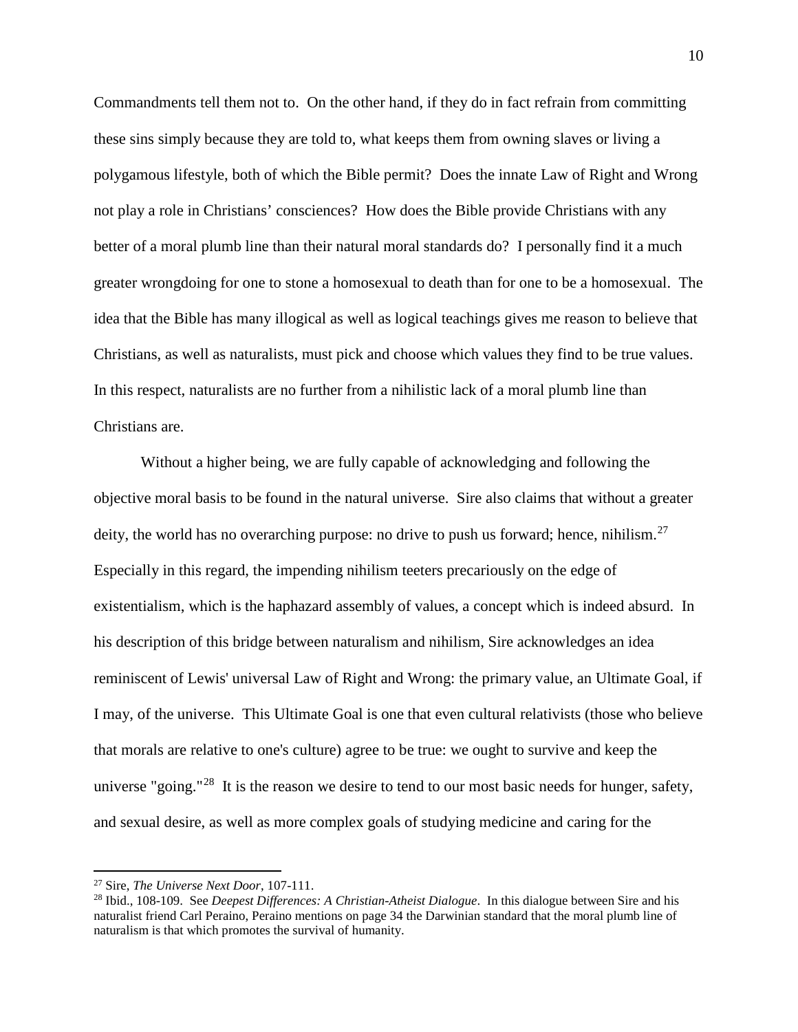Commandments tell them not to. On the other hand, if they do in fact refrain from committing these sins simply because they are told to, what keeps them from owning slaves or living a polygamous lifestyle, both of which the Bible permit? Does the innate Law of Right and Wrong not play a role in Christians' consciences? How does the Bible provide Christians with any better of a moral plumb line than their natural moral standards do? I personally find it a much greater wrongdoing for one to stone a homosexual to death than for one to be a homosexual. The idea that the Bible has many illogical as well as logical teachings gives me reason to believe that Christians, as well as naturalists, must pick and choose which values they find to be true values. In this respect, naturalists are no further from a nihilistic lack of a moral plumb line than Christians are.

Without a higher being, we are fully capable of acknowledging and following the objective moral basis to be found in the natural universe. Sire also claims that without a greater deity, the world has no overarching purpose: no drive to push us forward; hence, nihilism.[27] Especially in this regard, the impending nihilism teeters precariously on the edge of existentialism, which is the haphazard assembly of values, a concept which is indeed absurd. In his description of this bridge between naturalism and nihilism, Sire acknowledges an idea reminiscent of Lewis' universal Law of Right and Wrong: the primary value, an Ultimate Goal, if I may, of the universe. This Ultimate Goal is one that even cultural relativists (those who believe that morals are relative to one's culture) agree to be true: we ought to survive and keep the universe "going."[28] It is the reason we desire to tend to our most basic needs for hunger, safety, and sexual desire, as well as more complex goals of studying medicine and caring for the

---

[27] Sire, *The Universe Next Door*, 107-111.

[28] Ibid., 108-109. See *Deepest Differences: A Christian-Atheist Dialogue*. In this dialogue between Sire and his naturalist friend Carl Peraino, Peraino mentions on page 34 the Darwinian standard that the moral plumb line of naturalism is that which promotes the survival of humanity.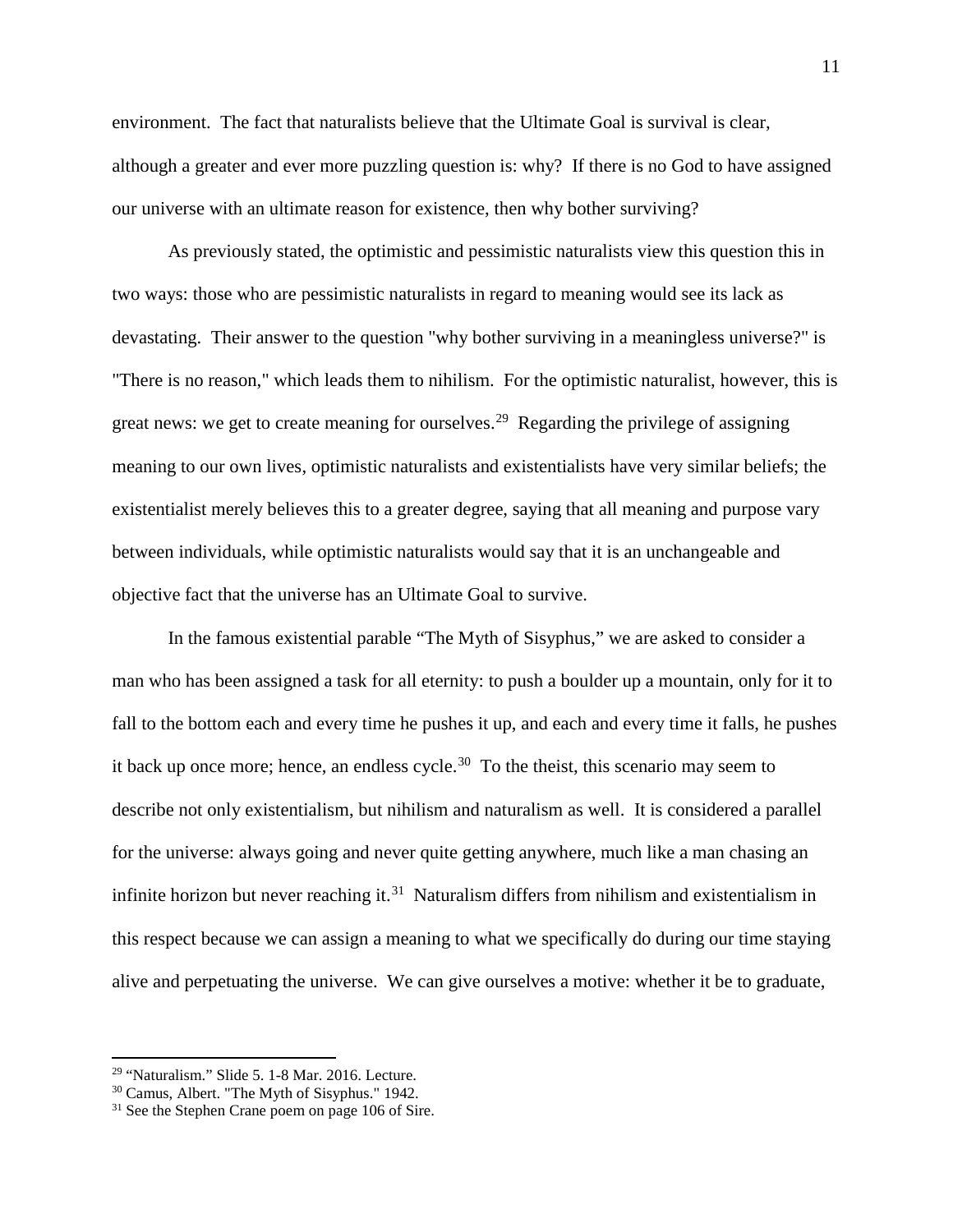environment. The fact that naturalists believe that the Ultimate Goal is survival is clear, although a greater and ever more puzzling question is: why? If there is no God to have assigned our universe with an ultimate reason for existence, then why bother surviving?

As previously stated, the optimistic and pessimistic naturalists view this question this in two ways: those who are pessimistic naturalists in regard to meaning would see its lack as devastating. Their answer to the question "why bother surviving in a meaningless universe?" is "There is no reason," which leads them to nihilism. For the optimistic naturalist, however, this is great news: we get to create meaning for ourselves.[29] Regarding the privilege of assigning meaning to our own lives, optimistic naturalists and existentialists have very similar beliefs; the existentialist merely believes this to a greater degree, saying that all meaning and purpose vary between individuals, while optimistic naturalists would say that it is an unchangeable and objective fact that the universe has an Ultimate Goal to survive.

In the famous existential parable "The Myth of Sisyphus," we are asked to consider a man who has been assigned a task for all eternity: to push a boulder up a mountain, only for it to fall to the bottom each and every time he pushes it up, and each and every time it falls, he pushes it back up once more; hence, an endless cycle.[30] To the theist, this scenario may seem to describe not only existentialism, but nihilism and naturalism as well. It is considered a parallel for the universe: always going and never quite getting anywhere, much like a man chasing an infinite horizon but never reaching it.[31] Naturalism differs from nihilism and existentialism in this respect because we can assign a meaning to what we specifically do during our time staying alive and perpetuating the universe. We can give ourselves a motive: whether it be to graduate,

---

[29] "Naturalism." Slide 5. 1-8 Mar. 2016. Lecture.

[30] Camus, Albert. "The Myth of Sisyphus." 1942.

[31] See the Stephen Crane poem on page 106 of Sire.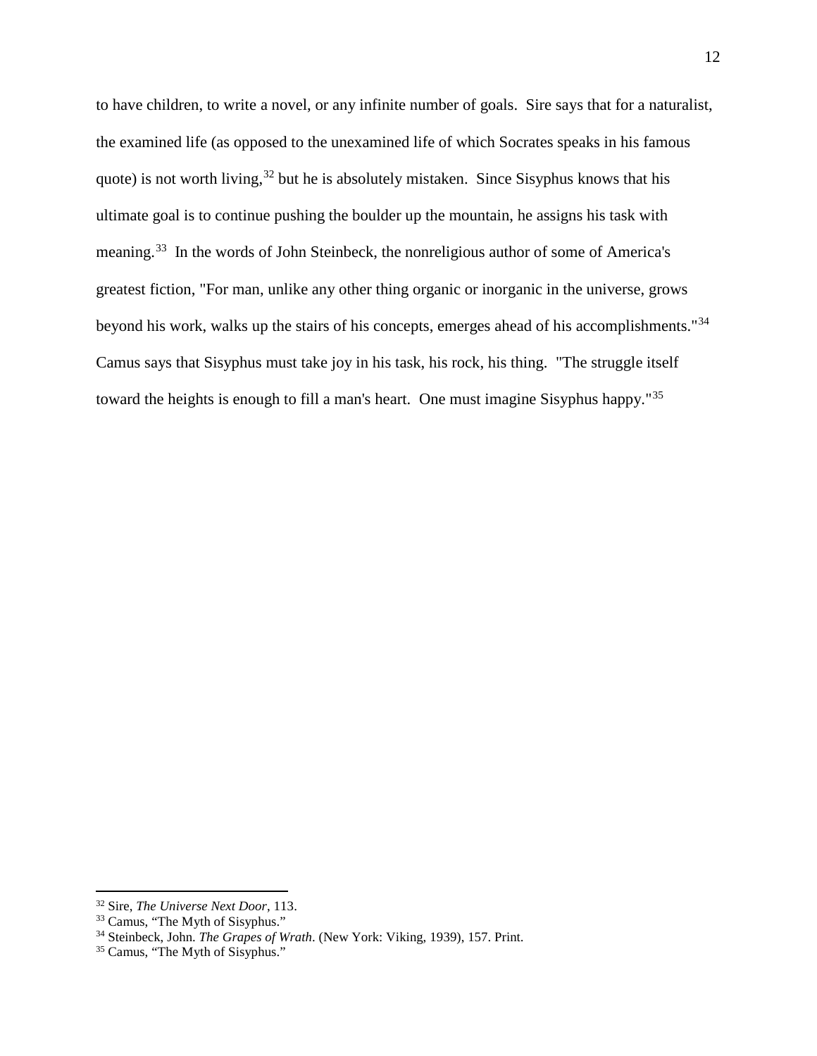to have children, to write a novel, or any infinite number of goals. Sire says that for a naturalist, the examined life (as opposed to the unexamined life of which Socrates speaks in his famous quote) is not worth living,[32] but he is absolutely mistaken. Since Sisyphus knows that his ultimate goal is to continue pushing the boulder up the mountain, he assigns his task with meaning.[33] In the words of John Steinbeck, the nonreligious author of some of America's greatest fiction, "For man, unlike any other thing organic or inorganic in the universe, grows beyond his work, walks up the stairs of his concepts, emerges ahead of his accomplishments."[34] Camus says that Sisyphus must take joy in his task, his rock, his thing. "The struggle itself toward the heights is enough to fill a man's heart. One must imagine Sisyphus happy."[35]

---

[32] Sire, *The Universe Next Door*, 113.

[33] Camus, "The Myth of Sisyphus."

[34] Steinbeck, John. *The Grapes of Wrath*. (New York: Viking, 1939), 157. Print.

[35] Camus, "The Myth of Sisyphus."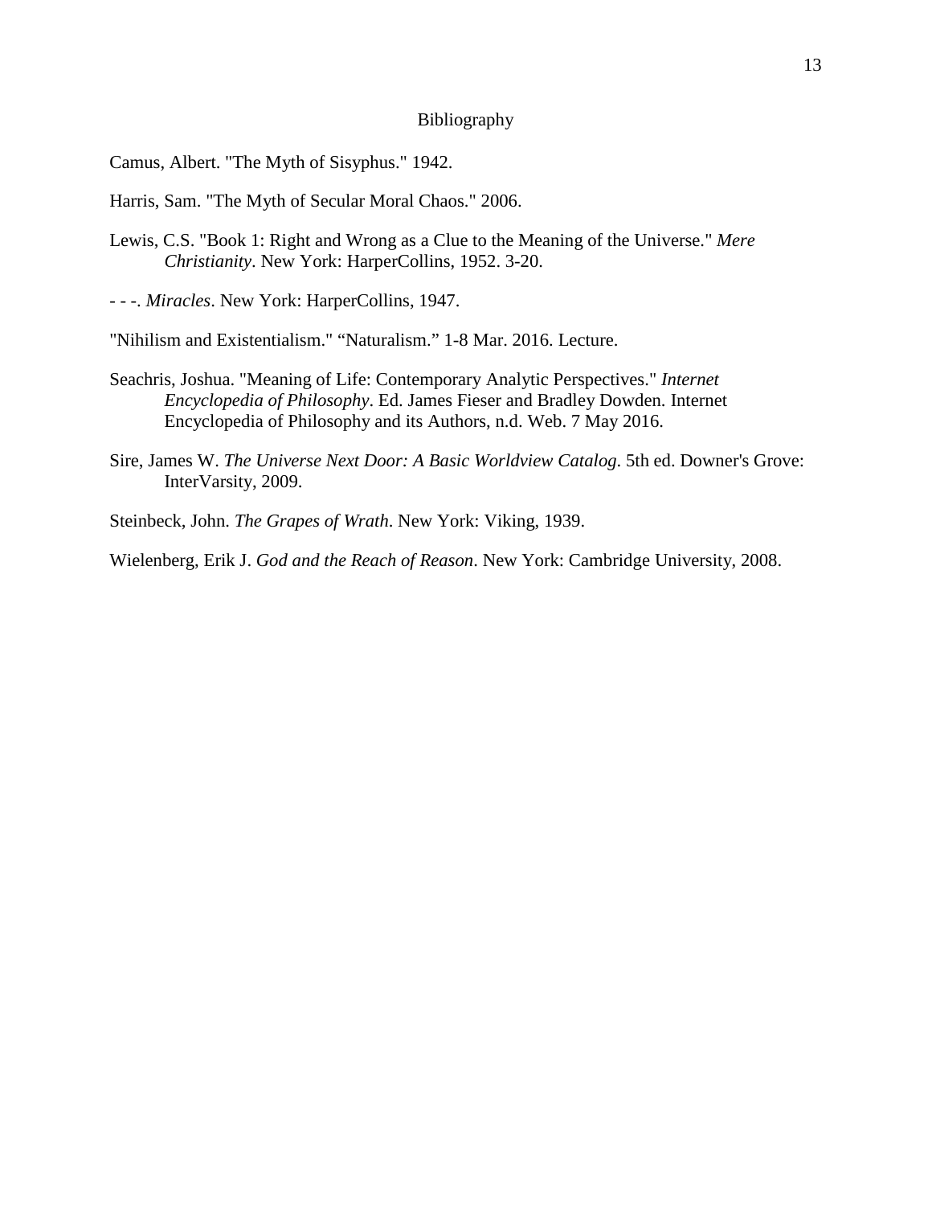# Bibliography

Camus, Albert. "The Myth of Sisyphus." 1942.

Harris, Sam. "The Myth of Secular Moral Chaos." 2006.

Lewis, C.S. "Book 1: Right and Wrong as a Clue to the Meaning of the Universe." *Mere Christianity*. New York: HarperCollins, 1952. 3-20.

- - -. *Miracles*. New York: HarperCollins, 1947.

"Nihilism and Existentialism." “Naturalism.” 1-8 Mar. 2016. Lecture.

Seachris, Joshua. "Meaning of Life: Contemporary Analytic Perspectives." *Internet Encyclopedia of Philosophy*. Ed. James Fieser and Bradley Dowden. Internet Encyclopedia of Philosophy and its Authors, n.d. Web. 7 May 2016.

Sire, James W. *The Universe Next Door: A Basic Worldview Catalog*. 5th ed. Downer's Grove: InterVarsity, 2009.

Steinbeck, John. *The Grapes of Wrath*. New York: Viking, 1939.

Wielenberg, Erik J. *God and the Reach of Reason*. New York: Cambridge University, 2008.